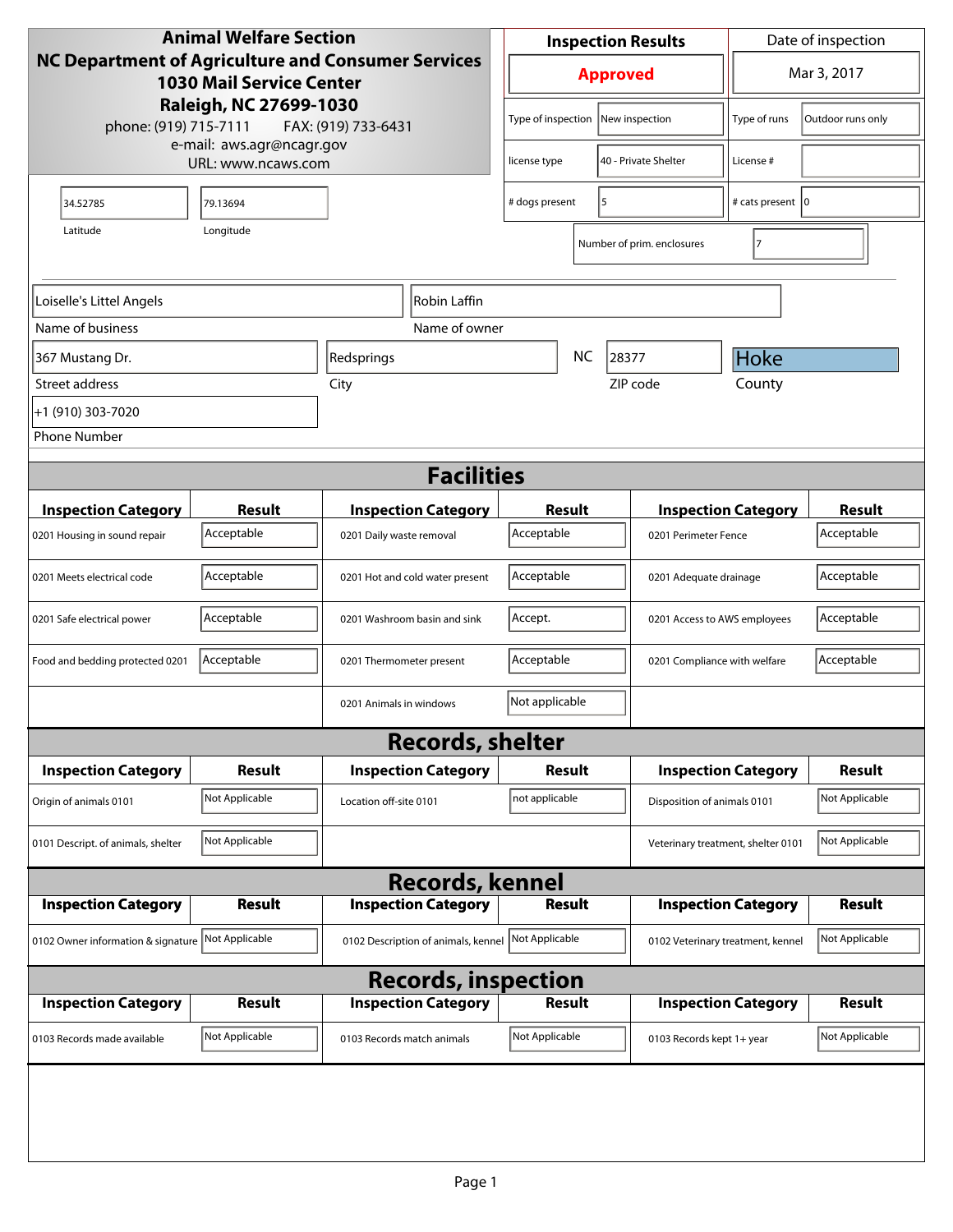**Animal Welfare Section**
**NC Department of Agriculture and Consumer Services**
**1030 Mail Service Center**
**Raleigh, NC 27699-1030**
phone: (919) 715-7111 FAX: (919) 733-6431
e-mail: aws.agr@ncagr.gov
URL: www.ncaws.com

| Inspection Results | Date of inspection |
|---|---|
| **Approved** | Mar 3, 2017 |

| | | | |
|---|---|---|---|
| Type of inspection | New inspection | Type of runs | Outdoor runs only |
| license type | 40 - Private Shelter | License # | |
| # dogs present | 5 | # cats present | 0 |
| Number of prim. enclosures | 7 | | |

| Latitude | Longitude |
|---|---|
| 34.52785 | 79.13694 |

| Name of business | Name of owner |
|---|---|
| Loiselle's Littel Angels | Robin Laffin |

| Street address | City | State | ZIP code | County |
|---|---|---|---|---|
| 367 Mustang Dr. | Redsprings | NC | 28377 | Hoke |

Phone Number: +1 (910) 303-7020

## Facilities

| Inspection Category | Result | Inspection Category | Result | Inspection Category | Result |
|---|---|---|---|---|---|
| 0201 Housing in sound repair | Acceptable | 0201 Daily waste removal | Acceptable | 0201 Perimeter Fence | Acceptable |
| 0201 Meets electrical code | Acceptable | 0201 Hot and cold water present | Acceptable | 0201 Adequate drainage | Acceptable |
| 0201 Safe electrical power | Acceptable | 0201 Washroom basin and sink | Accept. | 0201 Access to AWS employees | Acceptable |
| Food and bedding protected 0201 | Acceptable | 0201 Thermometer present | Acceptable | 0201 Compliance with welfare | Acceptable |
| | | 0201 Animals in windows | Not applicable | | |

## Records, shelter

| Inspection Category | Result | Inspection Category | Result | Inspection Category | Result |
|---|---|---|---|---|---|
| Origin of animals 0101 | Not Applicable | Location off-site 0101 | not applicable | Disposition of animals 0101 | Not Applicable |
| 0101 Descript. of animals, shelter | Not Applicable | | | Veterinary treatment, shelter 0101 | Not Applicable |

## Records, kennel

| Inspection Category | Result | Inspection Category | Result | Inspection Category | Result |
|---|---|---|---|---|---|
| 0102 Owner information & signature | Not Applicable | 0102 Description of animals, kennel | Not Applicable | 0102 Veterinary treatment, kennel | Not Applicable |

## Records, inspection

| Inspection Category | Result | Inspection Category | Result | Inspection Category | Result |
|---|---|---|---|---|---|
| 0103 Records made available | Not Applicable | 0103 Records match animals | Not Applicable | 0103 Records kept 1+ year | Not Applicable |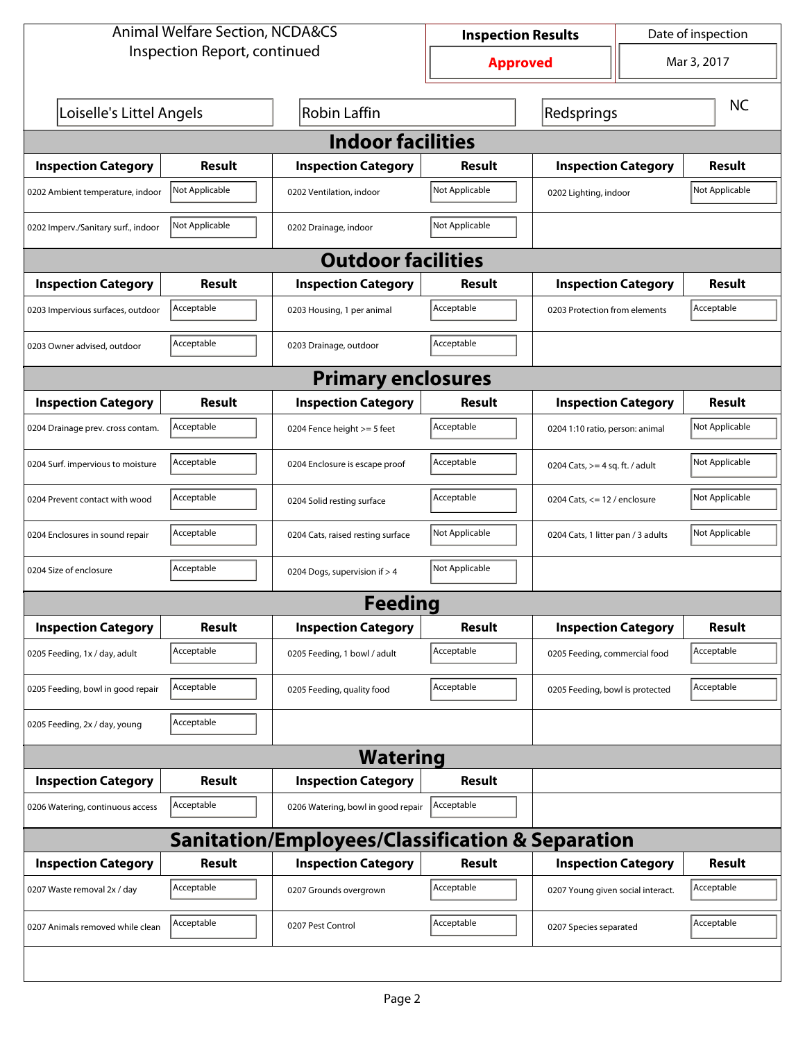Animal Welfare Section, NCDA&CS
Inspection Report, continued

| Inspection Results | Date of inspection |
| --- | --- |
| **Approved** | Mar 3, 2017 |

| Loiselle's Littel Angels | Robin Laffin | Redsprings | NC |
| --- | --- | --- | --- |

## Indoor facilities

| Inspection Category | Result | Inspection Category | Result | Inspection Category | Result |
| --- | --- | --- | --- | --- | --- |
| 0202 Ambient temperature, indoor | Not Applicable | 0202 Ventilation, indoor | Not Applicable | 0202 Lighting, indoor | Not Applicable |
| 0202 Imperv./Sanitary surf., indoor | Not Applicable | 0202 Drainage, indoor | Not Applicable | | |

## Outdoor facilities

| Inspection Category | Result | Inspection Category | Result | Inspection Category | Result |
| --- | --- | --- | --- | --- | --- |
| 0203 Impervious surfaces, outdoor | Acceptable | 0203 Housing, 1 per animal | Acceptable | 0203 Protection from elements | Acceptable |
| 0203 Owner advised, outdoor | Acceptable | 0203 Drainage, outdoor | Acceptable | | |

## Primary enclosures

| Inspection Category | Result | Inspection Category | Result | Inspection Category | Result |
| --- | --- | --- | --- | --- | --- |
| 0204 Drainage prev. cross contam. | Acceptable | 0204 Fence height >= 5 feet | Acceptable | 0204 1:10 ratio, person: animal | Not Applicable |
| 0204 Surf. impervious to moisture | Acceptable | 0204 Enclosure is escape proof | Acceptable | 0204 Cats, >= 4 sq. ft. / adult | Not Applicable |
| 0204 Prevent contact with wood | Acceptable | 0204 Solid resting surface | Acceptable | 0204 Cats, <= 12 / enclosure | Not Applicable |
| 0204 Enclosures in sound repair | Acceptable | 0204 Cats, raised resting surface | Not Applicable | 0204 Cats, 1 litter pan / 3 adults | Not Applicable |
| 0204 Size of enclosure | Acceptable | 0204 Dogs, supervision if > 4 | Not Applicable | | |

## Feeding

| Inspection Category | Result | Inspection Category | Result | Inspection Category | Result |
| --- | --- | --- | --- | --- | --- |
| 0205 Feeding, 1x / day, adult | Acceptable | 0205 Feeding, 1 bowl / adult | Acceptable | 0205 Feeding, commercial food | Acceptable |
| 0205 Feeding, bowl in good repair | Acceptable | 0205 Feeding, quality food | Acceptable | 0205 Feeding, bowl is protected | Acceptable |
| 0205 Feeding, 2x / day, young | Acceptable | | | | |

## Watering

| Inspection Category | Result | Inspection Category | Result |
| --- | --- | --- | --- |
| 0206 Watering, continuous access | Acceptable | 0206 Watering, bowl in good repair | Acceptable |

## Sanitation/Employees/Classification & Separation

| Inspection Category | Result | Inspection Category | Result | Inspection Category | Result |
| --- | --- | --- | --- | --- | --- |
| 0207 Waste removal 2x / day | Acceptable | 0207 Grounds overgrown | Acceptable | 0207 Young given social interact. | Acceptable |
| 0207 Animals removed while clean | Acceptable | 0207 Pest Control | Acceptable | 0207 Species separated | Acceptable |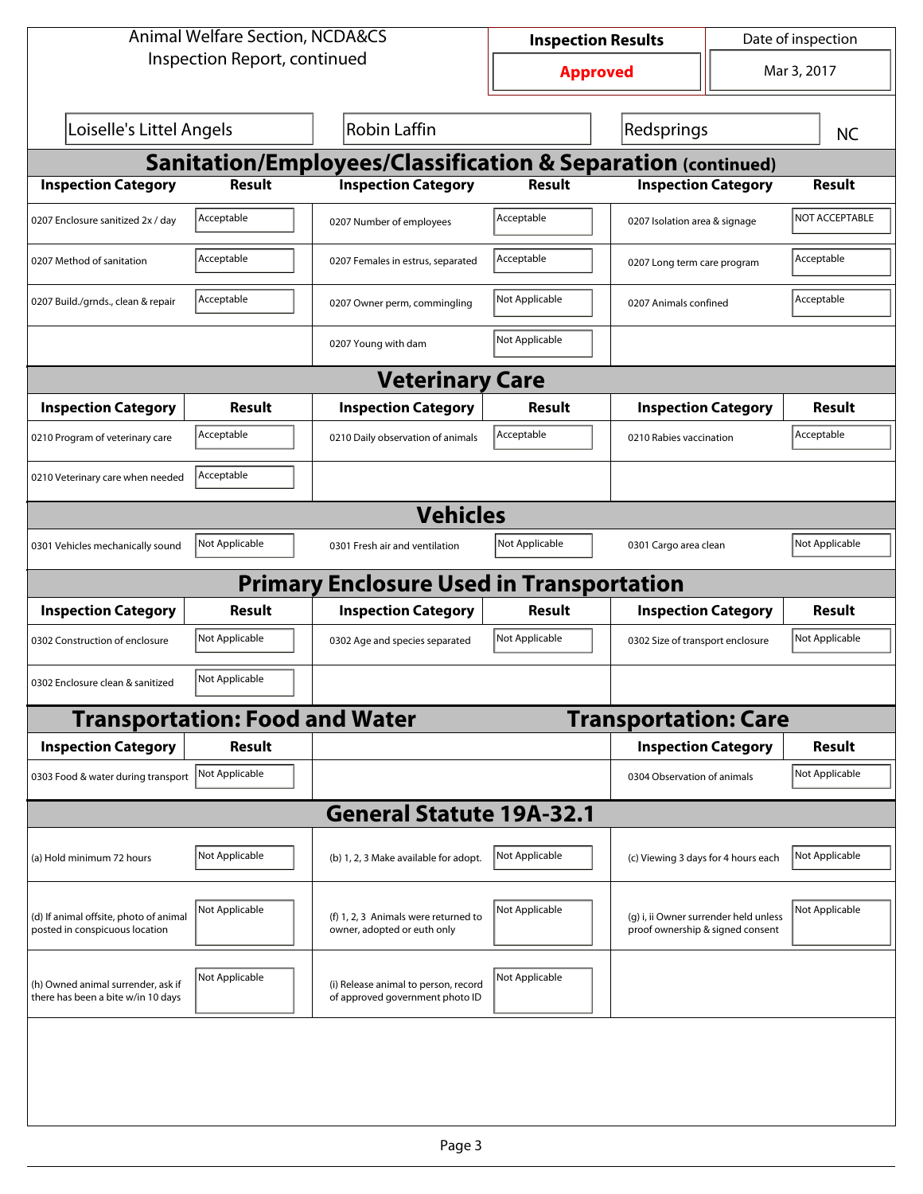Animal Welfare Section, NCDA&CS
Inspection Report, continued

| Inspection Results | Date of inspection |
|---|---|
| **Approved** | Mar 3, 2017 |

| | | | |
|---|---|---|---|
| Loiselle's Littel Angels | Robin Laffin | Redsprings | NC |

## Sanitation/Employees/Classification & Separation (continued)

| Inspection Category | Result | Inspection Category | Result | Inspection Category | Result |
|---|---|---|---|---|---|
| 0207 Enclosure sanitized 2x / day | Acceptable | 0207 Number of employees | Acceptable | 0207 Isolation area & signage | NOT ACCEPTABLE |
| 0207 Method of sanitation | Acceptable | 0207 Females in estrus, separated | Acceptable | 0207 Long term care program | Acceptable |
| 0207 Build./grnds., clean & repair | Acceptable | 0207 Owner perm, commingling | Not Applicable | 0207 Animals confined | Acceptable |
| | | 0207 Young with dam | Not Applicable | | |

## Veterinary Care

| Inspection Category | Result | Inspection Category | Result | Inspection Category | Result |
|---|---|---|---|---|---|
| 0210 Program of veterinary care | Acceptable | 0210 Daily observation of animals | Acceptable | 0210 Rabies vaccination | Acceptable |
| 0210 Veterinary care when needed | Acceptable | | | | |

## Vehicles

| Inspection Category | Result | Inspection Category | Result | Inspection Category | Result |
|---|---|---|---|---|---|
| 0301 Vehicles mechanically sound | Not Applicable | 0301 Fresh air and ventilation | Not Applicable | 0301 Cargo area clean | Not Applicable |

## Primary Enclosure Used in Transportation

| Inspection Category | Result | Inspection Category | Result | Inspection Category | Result |
|---|---|---|---|---|---|
| 0302 Construction of enclosure | Not Applicable | 0302 Age and species separated | Not Applicable | 0302 Size of transport enclosure | Not Applicable |
| 0302 Enclosure clean & sanitized | Not Applicable | | | | |

## Transportation: Food and Water

| Inspection Category | Result |
|---|---|
| 0303 Food & water during transport | Not Applicable |

## Transportation: Care

| Inspection Category | Result |
|---|---|
| 0304 Observation of animals | Not Applicable |

## General Statute 19A-32.1

| | | | | | |
|---|---|---|---|---|---|
| (a) Hold minimum 72 hours | Not Applicable | (b) 1, 2, 3 Make available for adopt. | Not Applicable | (c) Viewing 3 days for 4 hours each | Not Applicable |
| (d) If animal offsite, photo of animal posted in conspicuous location | Not Applicable | (f) 1, 2, 3 Animals were returned to owner, adopted or euth only | Not Applicable | (g) i, ii Owner surrender held unless proof ownership & signed consent | Not Applicable |
| (h) Owned animal surrender, ask if there has been a bite w/in 10 days | Not Applicable | (i) Release animal to person, record of approved government photo ID | Not Applicable | | |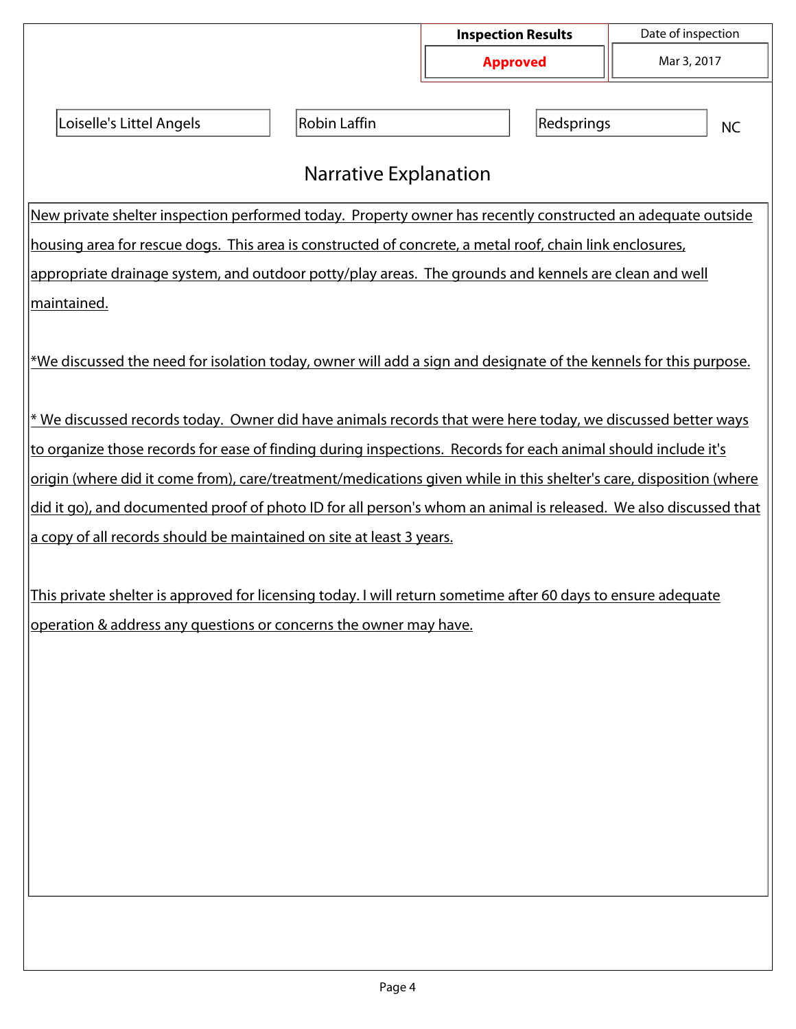| Inspection Results | Date of inspection |
|---|---|
| **Approved** | Mar 3, 2017 |

| | | | |
|---|---|---|---|
| Loiselle's Littel Angels | Robin Laffin | Redsprings | NC |

## Narrative Explanation

New private shelter inspection performed today. Property owner has recently constructed an adequate outside housing area for rescue dogs. This area is constructed of concrete, a metal roof, chain link enclosures, appropriate drainage system, and outdoor potty/play areas. The grounds and kennels are clean and well maintained.

*We discussed the need for isolation today, owner will add a sign and designate of the kennels for this purpose.

* We discussed records today. Owner did have animals records that were here today, we discussed better ways to organize those records for ease of finding during inspections. Records for each animal should include it's origin (where did it come from), care/treatment/medications given while in this shelter's care, disposition (where did it go), and documented proof of photo ID for all person's whom an animal is released. We also discussed that a copy of all records should be maintained on site at least 3 years.

This private shelter is approved for licensing today. I will return sometime after 60 days to ensure adequate operation & address any questions or concerns the owner may have.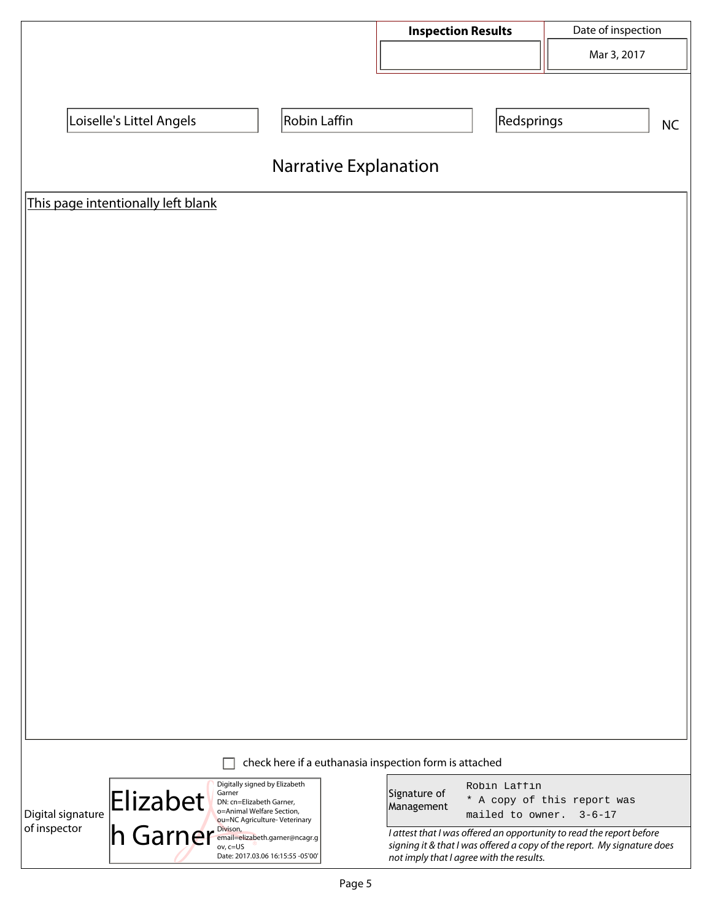| Inspection Results | Date of inspection |
| --- | --- |
| | Mar 3, 2017 |

| | | | |
| --- | --- | --- | --- |
| Loiselle's Littel Angels | Robin Laffin | Redsprings | NC |

## Narrative Explanation

This page intentionally left blank

☐ check here if a euthanasia inspection form is attached

Digital signature of inspector: Elizabeth Garner

Digitally signed by Elizabeth Garner
DN: cn=Elizabeth Garner, o=Animal Welfare Section, ou=NC Agriculture- Veterinary Divison, email=elizabeth.garner@ncagr.gov, c=US
Date: 2017.03.06 16:15:55 -05'00'

Signature of Management:

```
Robin Laffin
* A copy of this report was
mailed to owner.  3-6-17
```

*I attest that I was offered an opportunity to read the report before signing it & that I was offered a copy of the report. My signature does not imply that I agree with the results.*